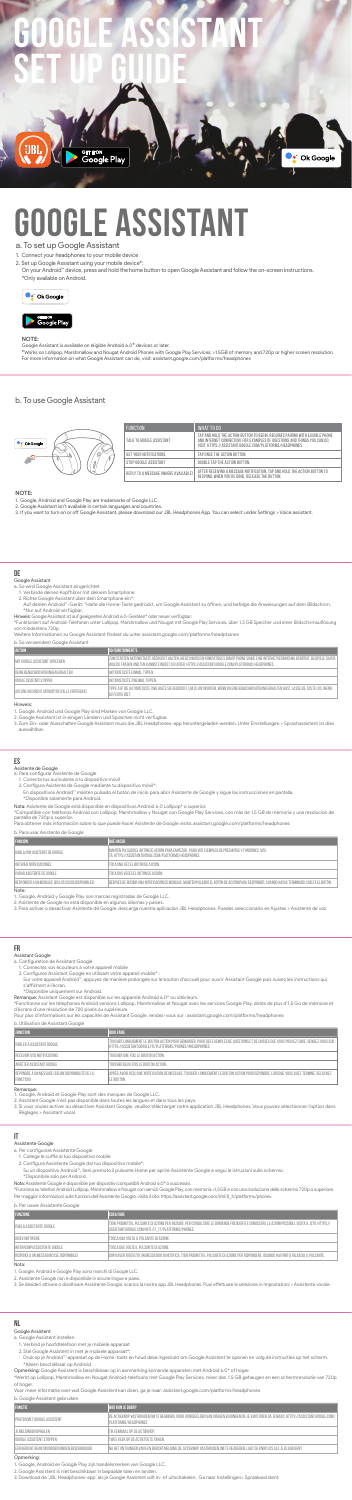# GOOGLE ASSISTANT SET UP GUIDE

# GOOGLE ASSISTANT

## a. To set up Google Assistant

1. Connect your headphones to your mobile device
2. Set up Google Assistant using your mobile device*:
   On your Android™ device, press and hold the home button to open Google Assistant and follow the on-screen instructions.
   *Only available on Android.

**NOTE:**

Google Assistant is available on eligible Android 6.0* devices or later.

*Works on Lollipop, Marshmallow and Nougat Android Phones with Google Play Services, >1.5GB of memory and 720p or higher screen resolution. For more information on what Google Assistant can do, visit: assistant.google.com/platforms/headphones

## b. To use Google Assistant

| FUNCTION | WHAT TO DO |
|---|---|
| TALK TO GOOGLE ASSISTANT | TAP AND HOLD THE ACTION BUTTON TO BEGIN (ECHOED PAIRING WITH GOOGLE PHONE AND INTERNET CONNECTION). FOR EXAMPLES OF QUESTIONS AND THINGS YOU CAN DO, VISIT: HTTPS://ASSISTANT.GOOGLE.COM/PLATFORMS/HEADPHONES |
| GET YOUR NOTIFICATIONS | TAP ONCE THE ACTION BUTTON |
| STOP GOOGLE ASSISTANT | DOUBLE TAP THE ACTION BUTTON |
| REPLY TO A MESSAGE (WHERE AVAILABLE) | AFTER RECEIVING A MESSAGE NOTIFICATION, TAP AND HOLD THE ACTION BUTTON TO RESPOND. WHEN YOU'RE DONE, RELEASE THE BUTTON. |

**NOTE:**

1. Google, Android and Google Play are trademarks of Google LLC.
2. Google Assistant isn't available in certain languages and countries.
3. If you want to turn on or off Google Assistant, please download our JBL Headphones App. You can select under Settings > Voice assistant.

## DE

### Google Assistant

a. So wird Google Assistant eingerichtet

1. Verbinde deinen Kopfhörer mit deinem Smartphone
2. Richte Google Assistant über dein Smartphone ein*:
   Auf deinem Android™-Gerät: "Halte die Home-Taste gedrückt, um Google Assistant zu öffnen, und befolge die Anweisungen auf dem Bildschirm.
   *Nur auf Android verfügbar.

Hinweis: Google Assistant ist auf geeigneten Android 6.0-Geräten* oder neuer verfügbar.
*Funktioniert auf Android-Telefonen unter Lollipop, Marshmallow und Nougat mit Google Play Services, über 1,5 GB Speicher und einer Bildschirmauflösung von mindestens 720p.
Weitere Informationen zu Google Assistant findest du unter: assistant.google.com/platforms/headphones

b. So verwendest Google Assistant

| AKTION | DURCHFÜHRUNG |
|---|---|
| MIT GOOGLE ASSISTANT SPRECHEN | ZUM STARTEN AKTIONSTASTE GEDRÜCKT HALTEN (ERSCHEINEN IN VERBINDUNG MIT SMARTPHONE UND INTERNETVERBINDUNG). BEISPIELE FÜR FRAGEN UND FUNKTIONEN FINDEST DU UNTER: HTTPS://ASSISTANT.GOOGLE.COM/PLATFORMS/HEADPHONES |
| DEINE BENACHRICHTIGUNGEN ABRUFEN | AKTIONSTASTE EINMAL TIPPEN |
| GOOGLE ASSISTANT STOPPEN | AKTIONSTASTE ZWEIMAL TIPPEN |
| AUF EINE NACHRICHT ANTWORTEN (FALLS VERFÜGBAR) | TIPPE AUF DIE AKTIONSTASTE UND HALTE SIE GEDRÜCKT, UM ZU ANTWORTEN, WENN DU EINE NACHRICHTENBENACHRICHTIGUNG ERHÄLTST. LASSE DIE TASTE LOS, WENN DU FERTIG BIST. |

Hinweis:

1. Google, Android und Google Play sind Marken von Google LLC.
2. Google Assistant ist in einigen Ländern und Sprachen nicht verfügbar.
3. Zum Ein- oder Ausschalten Google Assistant muss die JBL Headphones-App heruntergeladen werden. Unter Einstellungen > Sprachassistent ist diese auswählbar.

## ES

### Asistente de Google

a. Para configurar Asistente de Google

1. Conecta tus auriculares a tu dispositivo móvil
2. Configura Asistente de Google mediante tu dispositivo móvil*:
   En dispositivos Android™ mantén pulsado el botón de inicio para abrir Asistente de Google y sigue las instrucciones en pantalla.
   *Disponible solamente para Android.

Nota: Asistente de Google está disponible en dispositivos Android 6.0 Lollipop* o superior.
*Compatible con teléfonos Android con Lollipop, Marshmallow y Nougat con Google Play Services, con más de 1,5 GB de memoria y una resolución de pantalla de 720p o superior.
Para obtener más información sobre lo que puede hacer Asistente de Google visita: assistant.google.com/platforms/headphones

b. Para usar Asistente de Google

| FUNCIÓN | QUÉ HACER |
|---|---|
| HABLA CON ASISTENTE DE GOOGLE | MANTÉN PULSADO EL BOTÓN DE ACCIÓN PARA EMPEZAR. PARA VER EJEMPLOS DE PREGUNTAS Y COSAS QUE PUEDES HACER, VISITA: HTTPS://ASSISTANT.GOOGLE.COM/PLATFORMS/HEADPHONES |
| RECIBIR NOTIFICACIONES | TOCA UNA VEZ EL BOTÓN DE ACCIÓN |
| PARAR ASISTENTE DE GOOGLE | TOCA DOS VECES EL BOTÓN DE ACCIÓN |
| RESPONDER A UN MENSAJE (SI ESTÁ DISPONIBLE) | DESPUÉS DE RECIBIR UNA NOTIFICACIÓN DE MENSAJE, MANTÉN PULSADO EL BOTÓN DE ACCIÓN PARA RESPONDER. CUANDO HAYAS TERMINADO, SUELTA EL BOTÓN. |

Nota:

1. Google, Android y Google Play son marcas registradas de Google LLC.
2. Asistente de Google no está disponible en algunos idiomas y países.
3. Para activar o desactivar Asistente de Google, descarga nuestra aplicación JBL Headphones. Puedes seleccionarlo en Ajustes > Asistente de voz.

## FR

### Assistant Google

a. Configuration de Assistant Google

1. Connectez vos écouteurs à votre appareil mobile.
2. Configurez Assistant Google en utilisant votre appareil mobile* :
   Sur votre appareil Android™, appuyez de manière prolongée sur le bouton d'accueil pour ouvrir Assistant Google puis suivez les instructions qui s'affichent à l'écran.
   *Disponible uniquement sur Android.

Remarque: Assistant Google est disponible sur les appareils Android 6.0* ou ultérieurs.
*Fonctionne sur les téléphones Android versions Lollipop, Marshmallow et Nougat avec les services Google Play, dotés de plus d'1,5 Go de mémoire et d'écrans d'une résolution de 720 pixels ou supérieure.
Pour plus d'informations sur les capacités de Assistant Google, rendez-vous sur : assistant.google.com/platforms/headphones

b. Utilisation de Assistant Google

| FONCTION | MARCHE À SUIVRE |
|---|---|
| PARLER À ASSISTANT GOOGLE | TOUCHER LONGUEMENT LE BOUTON ACTION POUR DÉMARRER. POUR DES EXEMPLES DE QUESTIONS ET DE TÂCHES POSSIBLES, RENDEZ-VOUS SUR HTTPS://ASSISTANT.GOOGLE.COM/PLATFORMS/HEADPHONES |
| RECEVOIR VOS NOTIFICATIONS | TOUCHER UNE FOIS LE BOUTON ACTION. |
| ARRÊTER ASSISTANT GOOGLE | TOUCHER DEUX FOIS LE BOUTON ACTION. |
| RÉPONDRE À UN MESSAGE (SELON DISPONIBILITÉ DE LA FONCTION) | APRÈS AVOIR REÇU UNE NOTIFICATION DE MESSAGE, TOUCHER LONGUEMENT LE BOUTON ACTION POUR RÉPONDRE. LORSQUE VOUS AVEZ TERMINÉ, RELÂCHEZ LE BOUTON. |

Remarque :

1. Google, Android et Google Play sont des marques de Google LLC.
2. Assistant Google n'est pas disponible dans toutes les langues et dans tous les pays.
3. Si vous voulez activer ou désactiver Assistant Google, veuillez télécharger notre application JBL Headphones. Vous pouvez sélectionner l'option dans Réglages > Assistant vocal.

## IT

### Assistente Google

a. Per configurare Assistente Google

1. Collega le cuffie al tuo dispositivo mobile
2. Configura Assistente Google dal tuo dispositivo mobile*:
   Su un dispositivo Android™, tieni premuto il pulsante Home per aprire Assistente Google e segui le istruzioni sullo schermo.
   *Disponibile solo per Android.

Nota: Assistente Google è disponibile per dispositivi compatibili Android 6.0* o successivi.
*Funziona su telefoni Android Lollipop, Marshmallow e Nougat con servizi Google Play, con memoria >1,5GB e con una risoluzione dello schermo 720p o superiore.
Per maggiori informazioni sulle funzioni dell'Assistente Google, visita il sito: https://assistant.google.com/intl/it_it/platforms/phones

b. Per usare Assistente Google

| FUNZIONE | COSA FARE |
|---|---|
| PARLA CON ASSISTENTE GOOGLE | TIENI PREMUTO IL PULSANTE DI AZIONE PER INIZIARE. PER CONSULTARE LE DOMANDE FREQUENTI E CONOSCERE LE AZIONI POSSIBILI, VISITA: HTTPS://ASSISTANT.GOOGLE.COM/INTL/IT_IT/PLATFORMS/PHONES |
| RICEVI NOTIFICHE | TOCCA UNA VOLTA IL PULSANTE DI AZIONE |
| INTERROMPI ASSISTENTE GOOGLE | TOCCA DUE VOLTE IL PULSANTE DI AZIONE |
| RISPONDI A UN MESSAGGIO (SE DISPONIBILE) | DOPO AVER RICEVUTO UNA NOTIFICA DI MESSAGGIO, TIENI PREMUTO IL PULSANTE DI AZIONE PER RISPONDERE. QUANDO HAI FINITO, RILASCIA IL PULSANTE. |

Nota:

1. Google, Android e Google Play sono marchi di Google LLC.
2. Assistente Google non è disponibile in alcune lingue e paesi.
3. Se desideri attivare o disattivare Assistente Google, scarica la nostra app JBL Headphones. Puoi effettuare la selezione in Impostazioni > Assistente vocale.

## NL

### Google Assistant

a. Google Assistant instellen

1. Verbind je hoofdtelefoon met je mobiele apparaat
2. Stel Google Assistant in met je mobiele apparaat*:
   Druk op je Android™ apparaat op de home-toets en houd deze ingedrukt om Google Assistant te openen en volg de instructies op het scherm.
   *Alleen beschikbaar op Android.

Opmerking: Google Assistant is beschikbaar op in aanmerking komende apparaten met Android 6.0* of hoger.
*Werkt op Lollipop, Marshmallow en Nougat Android-telefoons met Google Play Services, meer dan 1,5 GB geheugen en een schermresolutie van 720p of hoger.
Voor meer informatie over wat Google Assistant kan doen, ga je naar: assistant.google.com/platforms/headphones

b. Google Assistant gebruiken

| FUNCTIE | WAT MOET JE DOEN? |
|---|---|
| PRAAT MET GOOGLE ASSISTANT | DE ACTIEKNOP VASTHOUDEN OM TE BEGINNEN. VOOR VOORBEELDEN VAN VRAGEN EN DINGEN DIE JE KUNT DOEN, GA JE NAAR: HTTPS://ASSISTANT.GOOGLE.COM/PLATFORMS/HEADPHONES |
| JE MELDINGEN ONTVANGEN | TIK EENMAAL OP DE ACTIEKNOP |
| GOOGLE ASSISTANT STOPPEN | TWEE KEER OP DE ACTIEKNOP TIKKEN |
| EEN BERICHT BEANTWOORDEN (INDIEN BESCHIKBAAR) | NA HET ONTVANGEN VAN EEN BERICHTMELDING DE ACTIEKNOP VASTHOUDEN OM TE REAGEREN. LAAT DE KNOP LOS ALS JE KLAAR BENT. |

Opmerking:

1. Google, Android en Google Play zijn handelsmerken van Google LLC.
2. Google Assistant is niet beschikbaar in bepaalde talen en landen.
3. Download de "JBL Headphones-app" als je Google Assistant wilt in- of uitschakelen. Ga naar Instellingen > Spraakassistent.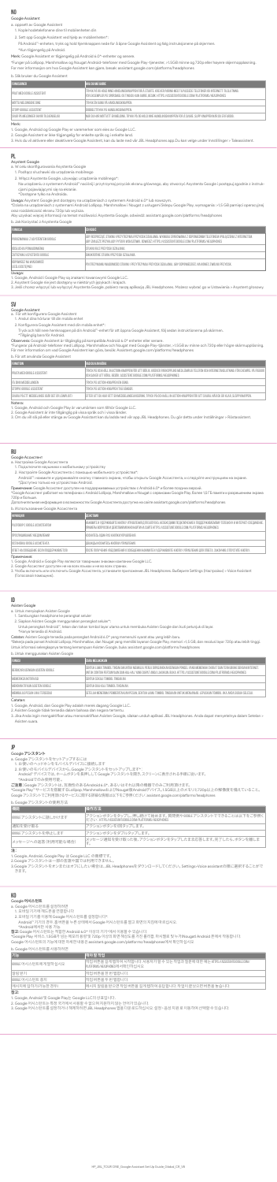## NO

### Google Assistent

a. oppsett av Google Assistent

1. Kople hodetelefonene dine til mobilenheten din
2. Sett opp Google Assistent ved hjelp av mobilenheten*:

På Android™-enheten, trykk og hold hjemknappen nede for å åpne Google Assistent og følg instruksjonene på skjermen.

*Kun tilgjengelig på Android.

Merk: Google Assistent er tilgjengelig på Android 6.0+ enheter og nevere.

*Fungerer på Lollipop, Marshmallow og Nougat Android-telefoner med Google Play-tjenester, >1.5GB minne og 720p eller høyere skjermoppløsning.

For mer informasjon om hva Google Assistent kan gjøre, besøk: assistant.google.com/platforms/headphones

b. Slik bruker du Google Assistent

| FUNKSJONER | HVA DU MÅ GJØRE |
|---|---|
| PRAT MED GOOGLE ASSISTENT | TRYKK OG HOLD INNE HANDLINGSKNAPPEN FOR Å STARTE. ER DER INGEN MELDTE KUNNE TELEFONEN HA INTERNETT TILKNTNING. FOR EKSEMPLER PÅ SPØRSMÅL DU TRENGER HJELP MED, BESØK: HTTPS://ASSISTANT.GOOGLE.COM/PLATFORMS/HEADPHONES |
| HØRTE MELDINGENE DINE | TRYKK ÉN GANG PÅ HANDLINGSKNAPPEN |
| STOPP GOOGLE ASSISTENT | DOBBELTTRYKK PÅ HANDLINGSKNAPPEN |
| SVAR PÅ MELDINGER OG DETA DANNIZAN | NÅR DU HAR MOTTATT EN MELDING, TRYKK PÅ OG HOLD HANDLINGSKNAPPEN FOR Å SVARE. SLIPP KNAPPEN NÅR DU ER FERDIG |

Merk:

1. Google, Android og Google Play er varemerker som eies av Google LLC.
2. Google Assistent er ikke tilgjengelig for enkelte språk og i enkelte land.
3. Hvis du vil aktivere eller deaktivere Google Assistent, kan du bare ved sår JBL Headphones app. Du kan velge under Innstillinger > Talesassistent.

## PL

### Asystent Google

a. W celu skonfigurowania Asystenta Google

1. Podłącz słuchawki do urządzenia mobilnego
2. Włącz Asystenta Google, używając urządzenia mobilnego*:

Na urządzeniu z systemem Android™ naciśnij i przytrzymaj przycisk ekranu głównego, aby otworzyć Asystenta Google i postępuj zgodnie z instrukcjami pojawiającymi się na ekranie.

*Dostępne tylko na Androida.

Uwaga: Asystent Google jest dostępny na urządzeniach z systemem Android 6.0* lub nowszym.

*Dotyczy urządzeń z systemem Android Lollipop, Marshmallow i Nougat z usługami Sklepu Google Play, wymagania: >1.5 GB pamięci operacyjnej oraz rozdzielczość ekranu 720p lub wyższa.

Aby uzyskać więcej informacji na temat możliwości Asystenta Google, odwiedź: assistant.google.com/platforms/headphones

b. Jak korzystać z Asystenta Google

| FUNKCJA | CO ROBIĆ |
|---|---|
| POROZMAWIAJ Z ASYSTENTEM GOOGLE | ABY ROZPOCZĄĆ, STUKNIJ I PRZYTRZYMAJ PRZYCISK DZIAŁANIA. W WIADOMOŚCI Z PRZYKŁADAMI POMOŻE CI DOSTĘP DO INTERNETU. ABY ZNALEŹĆ PRZYKŁADY PYTAŃ, ODWIEDŹ: HTTPS://ASSISTANT.GOOGLE.COM/PLATFORMS/HEADPHONES |
| USŁUCHAJ POWIADOMIEŃ | STUKNIJ RAZ PRZYCISK DZIAŁANIA |
| ZATRZYMAJ ASYSTENTA GOOGLE | DWUKROTNIE STUKNIJ PRZYCISK DZIAŁANIA |
| ODPOWIEDŹ NA WIADOMOŚCI (GDZIE DOSTĘPNE) | PO OTRZYMANIU WIADOMOŚCI STUKNIJ I PRZYTRZYMAJ PRZYCISK DZIAŁANIA, ABY ODPOWIEDZIEĆ. KIEDY SKOŃCZYSZ, ZWOLNIJ PRZYCISK |

Uwaga:

1. Google, Android i Google Play są znakami towarowymi Google LLC.
2. Asystent Google nie jest dostępny w niektórych językach i krajach.
3. Jeśli chcesz włączyć lub wyłączyć Asystenta Google, pobierz naszą aplikację JBL Headphones. Możesz wybrać go w Ustawienia > Asystent głosowy.

## SV

### Google Assistent

a. För att konfigurera Google Assistent

1. Anslut dina hörlurar till din mobila enhet
2. Konfigurera Google Assistent med din mobila enhet*:

Tryck och håll inne hemknappen på din Android™-enhet för att öppna Google Assistent, följ sedan instruktionerna på skärmen.

*Tillgänglig bara för Android.

Observera: Google Assistent är tillgänglig på kompatibla Android 6.0* enheter eller senare.

*Fungerar på Android telefoner med Lollipop, Marshmallow och Nougat med Google Play-tjänster, >1,5GB av minne och 720p eller högre skärmupplösning.

För mer information om vad Google Assistent kan göra, besök: assistant.google.com/platforms/headphones

b. För att använda Google Assistent

| FUNKTION | VAD DU SKA GÖRA |
|---|---|
| PRATA MED GOOGLE ASSISTENT | TRYCK PÅ OCH HÅLL IN ACTION-KNAPPEN FÖR ATT BÖRJA. GOOGLE-TONEN SPELAS MEDAN DIN TELEFON HAR INTERNETANSLUTNING. FÖR EXEMPEL PÅ FRÅGOR DU KAN STÄLLA, BESÖK: HTTPS://ASSISTANT.GOOGLE.COM/PLATFORMS/HEADPHONES |
| ÅTERHÖR MEDDELANDEN | TRYCK EN GÅNG PÅ ACTION-KNAPPEN |
| STOPPA GOOGLE ASSISTENT | TRYCK PÅ ACTION-KNAPPEN TVÅ GÅNGER |
| SVARA PÅ ETT MEDDELANDE (DÄR DET ÄR SVARE) | EFTER ATT DU HAR FÅTT ETT MEDDELANDE, HÅLL IN ACTION-KNAPPEN FÖR ATT SVARA. TRYCK ÅNGUT OCH SLÄPP KNAPPEN NÄR DU ÄR KLAR |

Notera:

1. Google, Android och Google Play är varumärken som tillhör Google LLC.
2. Google Assistent är inte tillgänglig på vissa språk och i vissa länder.
3. Om du vill slå på eller stänga av Google Assistent kan du ladda ned vår app JBL Headphones. Du gör detta under Inställningar > Röstassistent.

## RU

### Google Ассистент

a. Настройка Google Ассистента

1. Подключите наушники к мобильному устройству
2. Настройте Google Ассистента с помощью мобильного устройства*:

Android™: нажмите и удерживайте кнопку главного экрана, чтобы открыть Google Ассистента, и следуйте инструкциям на экране.

*Доступно только на устройствах Android.

Примечание: Google Ассистент доступен на поддерживаемых устройствах с Android 6.0* и более поздних версий.

*Google Ассистент работает на телефонах с Android Lollipop, Marshmallow и Nougat с сервисами Google Play, более 1,5 ГБ памяти и разрешением экрана 720p и больше.

Дополнительная информация о возможностях Google Ассистента доступна на сайте assistant.google.com/platforms/headphones

b. Использование Google Ассистента

| ФУНКЦИЯ | ДЕЙСТВИЕ |
|---|---|
| РАЗГОВОР С GOOGLE АССИСТЕНТОМ | НАЖМИТЕ И УДЕРЖИВАЙТЕ КНОПКУ ФУНКЦИИ ДЛЯ НАЧАЛА. ИСПОЛЬЗОВАНИЕ ЗВУКОВЫХ ФАЙЛОВ И ПОДДЕРЖИВАЕМЫЕ ТЕЛЕФОНОМ ИНТЕРНЕТ-СОЕДИНЕНИЕ. ПРИМЕРЫ ВОПРОСОВ И ДОПОЛНИТЕЛЬНАЯ ИНФОРМАЦИЯ НА САЙТЕ HTTPS://ASSISTANT.GOOGLE.COM/PLATFORMS/HEADPHONES |
| ПРОСЛУШИВАНИЕ УВЕДОМЛЕНИЙ | КОСНИТЕСЬ ОДИН РАЗ КНОПКИ ФУНКЦИОНАЛ |
| ОСТАНОВКА GOOGLE АССИСТЕНТА | ДВАЖДЫ НАЖМИТЕ КНОПКУ ФУНКЦИИ |
| ОТВЕТ НА СООБЩЕНИЯ (ЕСЛИ ПОДДЕРЖИВАЕТСЯ) | ПОСЛЕ ПОЛУЧЕНИЯ УВЕДОМЛЕНИЯ О СООБЩЕНИИ НАЖМИТЕ И УДЕРЖИВАЙТЕ КНОПКУ ФУНКЦИИ ДЛЯ ОТВЕТА. ЗАКОНЧИВ, ОТПУСТИТЕ КНОПКУ |

Примечания:

1. Google, Android и Google Play являются товарными знаками компании Google LLC.
2. Google Ассистент доступен не на всех языках и не во всех странах.
3. Чтобы включить или отключить Google Ассистента, установите приложение JBL Headphones. Выберите Settings (Настройки) > Voice Assistant (Голосовой помощник).

## ID

### Asisten Google

a. Untuk menyiapkan Asisten Google

1. Sambungkan headphone ke perangkat seluler
2. Siapkan Asisten Google menggunakan perangkat seluler*:

Untuk perangkat Android™, tekan dan tahan tombol layar utama untuk membuka Asisten Google dan ikuti petunjuk di layar.

*Hanya tersedia di Android.

Catatan: Asisten Google tersedia pada perangkat Android 6.0* yang memenuhi syarat atau yang lebih baru.

*Bekerja pada ponsel Android Lollipop, Marshmallow, dan Nougat yang memiliki layanan Google Play, memori >1,5 GB, dan resolusi layar 720p atau lebih tinggi.

Untuk informasi selengkapnya tentang kemampuan Asisten Google, kunjungi assistant.google.com/platforms/headphones

b. Untuk menggunakan Asisten Google

| FUNGSI | YANG HARUS DILAKUKAN |
|---|---|
| BERBICARA DENGAN ASISTEN GOOGLE | SENTUH LAMA TOMBOL TINDAKAN UNTUK MEMULAI. PERLU DIPERHATIKAN BAHWA PONSEL HARUS MEMILIKI KONEKSI INTERNET. UNTUK CONTOH PERTANYAAN YANG DAPAT ANDA AJUKAN, KUNJUNGI: HTTPS://ASSISTANT.GOOGLE.COM/PLATFORMS/HEADPHONES |
| DENGARKAN NOTIFIKASI | SENTUH SEKALI TOMBOL TINDAKAN |
| MENGHENTIKAN ASISTEN GOOGLE | SENTUH DUA KALI TOMBOL TINDAKAN |
| MEMBALAS PESAN (JIKA TERSEDIA) | SETELAH MENERIMA PEMBERITAHUAN PESAN, SENTUH LAMA TOMBOL TINDAKAN UNTUK MEMBALAS. LEPASKAN TOMBOL SETELAH ANDA SELESAI |

Catatan:

1. Google, Android, dan Google Play adalah merek dagang Google LLC.
2. Asisten Google tidak tersedia dalam bahasa dan negara tertentu.
3. Jika Anda ingin mengaktifkan atau menonaktifkan Asisten Google, silakan unduh aplikasi JBL Headphones. Anda dapat menemukannya di bawah Setelan > Asisten suara.

## JP

### Google アシスタント

a. Google アシスタントをセットアップするには

1. お使いのヘッドホンをモバイルデバイスに接続します
2. お使いのモバイルデバイスから、Google アシスタントをセットアップします*：

Android™ デバイスでは、ホームボタンを長押しして Google アシスタントを開き、スクリーンに表示される手順に従います。

*Androidでのみ使用可能。

ご注意：Google アシスタントは、互換性のある Android 6.0*、あるいはそれ以降の機器でのみご利用頂けます。

*Google Play™ サービスを搭載する Lollipop、Marshmallow および Nougat の Android デバイス、1.5GB 以上のメモリと 720p 以上の解像度を備えていること。

Google アシスタントで利用頂けるサービスに関する詳細な情報は以下でご参照ください：assistant.google.com/platforms/headphones

b. Google アシスタントの使用方法

| 機能 | 操作方法 |
|---|---|
| GOOGLE アシスタントに話しかけます | アクションボタンをタップし、押し続けて始めます。電話機が GOOGLE アシスタントでできることは以下でご参照ください：HTTPS://ASSISTANT.GOOGLE.COM/PLATFORMS/HEADPHONES |
| 通知を受け取る | アクションボタンを1回タップします |
| GOOGLE アシスタントを停止します | アクションボタンをダブルタップします。 |
| メッセージへの返答（利用可能な場合） | メッセージ通知を受け取った後、アクションボタンをタップしたまま応答します。終了したら、ボタンを離します |

注：

1. Google、Android、Google Play は Google LLC の商標です。
2. Google アシスタントは一部の言語や国ではご利用できません。
3. Google アシスタントをオンまたはオフにしたい場合は、JBL Headphones をダウンロードしてください。Settings>Voice assistant の順に選択することができます。

## KO

### Google 어시스턴트

a. Google 어시스턴트를 설정하려면

1. 모바일 기기에 헤드폰을 연결합니다
2. 모바일 기기를 이용해 Google 어시스턴트를 설정합니다*:

Android™ 기기의 경우 홈 버튼을 누른 상태에서 Google 어시스턴트를 열고 화면의 지침에 따라 설정합니다.

*Android 에서만 사용 가능.

참고: Google 어시스턴트는 적합한 Android 6.0* 이상의 기기에서 사용할 수 있습니다.

*Google Play 서비스, 1.5GB 이상의 메모리 및 720p 이상의 화면 해상도를 갖추고 있는 Lollipop, Marshmallow 및 Nougat Android 폰에서 작동합니다.

Google 어시스턴트의 기능에 대한 자세한 내용은 assistant.google.com/platforms/headphones 에서 확인하십시오.

b. Google 어시스턴트를 사용하려면

| 기능 | 해야 할 작업 |
|---|---|
| GOOGLE 어시스턴트와 대화 | 작업 버튼을 길게 탭하여 시작합니다. 사용하기 전에 수 있는 작업 및 질문에 대한 예는 HTTPS://ASSISTANT.GOOGLE.COM/PLATFORMS/HEADPHONES 에서 확인할 수 있습니다. |
| 알림 듣기 | 작업 버튼을 한 번 탭합니다 |
| GOOGLE 어시스턴트 정지 | 작업 버튼을 두 번 탭합니다 |
| 메시지에 회신(가능한 경우) | 메시지 알림을 받으면 작업 버튼을 길게 탭하여 회신합니다. 작업이 끝나면 버튼을 놓습니다 |

참고:

1. Google, Android 및 Google Play 는 Google LLC 의 상표입니다.
2. Google 어시스턴트는 특정 국가에서 일부 언어로 지원되지 않을 수 있습니다.
3. Google 어시스턴트를 설정하거나 해제하려면 JBL Headphones 앱을 다운로드하시고 설정 - 음성 지원으로 이동하여 선택할 수 있습니다.